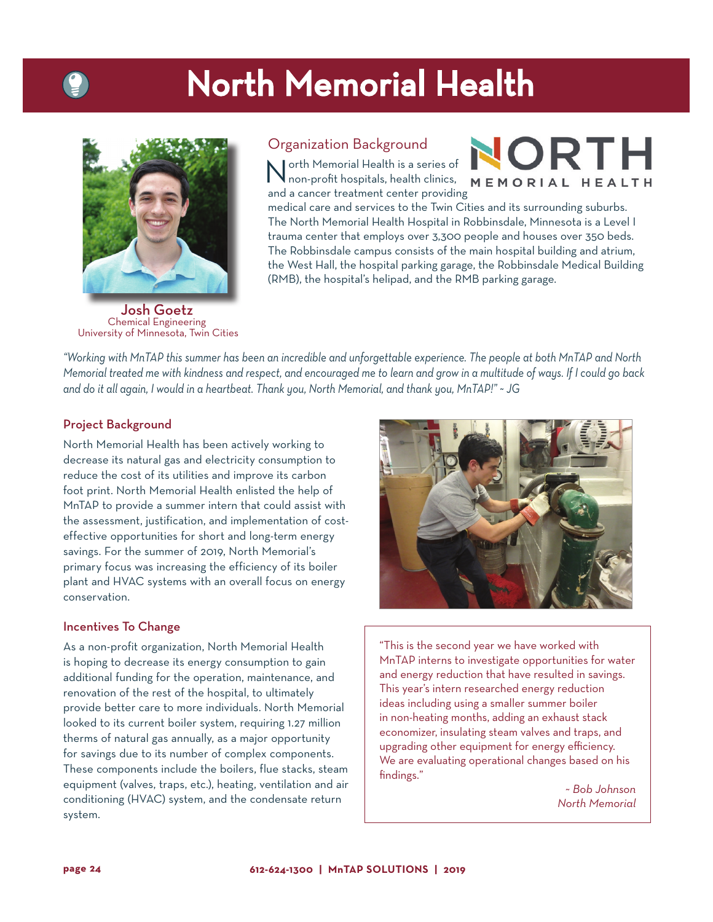# North Memorial Health

**Josh Goetz**
Chemical Engineering
University of Minnesota, Twin Cities

## Organization Background

North Memorial Health is a series of non-profit hospitals, health clinics, and a cancer treatment center providing medical care and services to the Twin Cities and its surrounding suburbs. The North Memorial Health Hospital in Robbinsdale, Minnesota is a Level I trauma center that employs over 3,300 people and houses over 350 beds. The Robbinsdale campus consists of the main hospital building and atrium, the West Hall, the hospital parking garage, the Robbinsdale Medical Building (RMB), the hospital's helipad, and the RMB parking garage.

*"Working with MnTAP this summer has been an incredible and unforgettable experience. The people at both MnTAP and North Memorial treated me with kindness and respect, and encouraged me to learn and grow in a multitude of ways. If I could go back and do it all again, I would in a heartbeat. Thank you, North Memorial, and thank you, MnTAP!" ~ JG*

## Project Background

North Memorial Health has been actively working to decrease its natural gas and electricity consumption to reduce the cost of its utilities and improve its carbon foot print. North Memorial Health enlisted the help of MnTAP to provide a summer intern that could assist with the assessment, justification, and implementation of cost-effective opportunities for short and long-term energy savings. For the summer of 2019, North Memorial's primary focus was increasing the efficiency of its boiler plant and HVAC systems with an overall focus on energy conservation.

## Incentives To Change

As a non-profit organization, North Memorial Health is hoping to decrease its energy consumption to gain additional funding for the operation, maintenance, and renovation of the rest of the hospital, to ultimately provide better care to more individuals. North Memorial looked to its current boiler system, requiring 1.27 million therms of natural gas annually, as a major opportunity for savings due to its number of complex components. These components include the boilers, flue stacks, steam equipment (valves, traps, etc.), heating, ventilation and air conditioning (HVAC) system, and the condensate return system.

"This is the second year we have worked with MnTAP interns to investigate opportunities for water and energy reduction that have resulted in savings. This year's intern researched energy reduction ideas including using a smaller summer boiler in non-heating months, adding an exhaust stack economizer, insulating steam valves and traps, and upgrading other equipment for energy efficiency. We are evaluating operational changes based on his findings."

*~ Bob Johnson*
*North Memorial*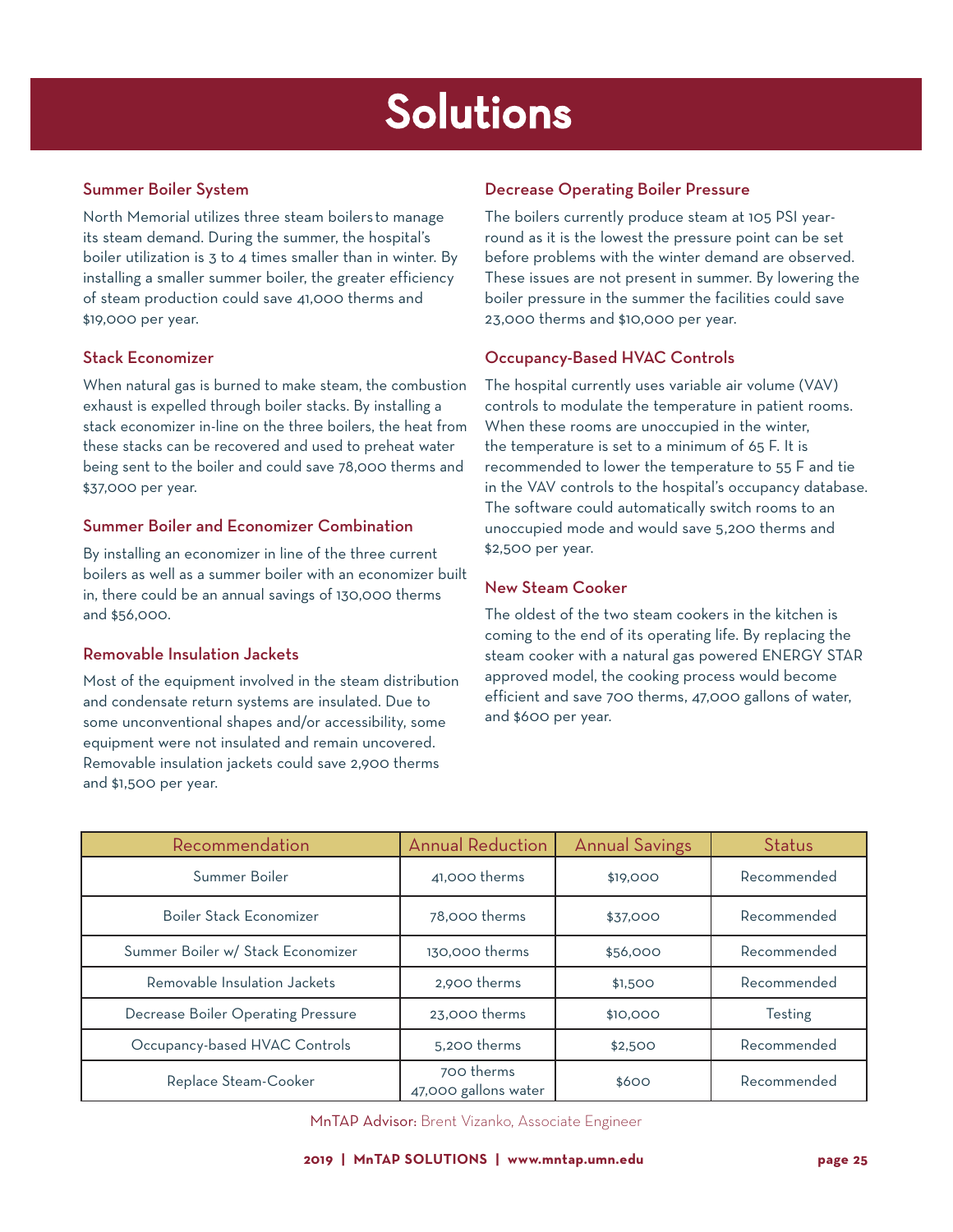# Solutions

### Summer Boiler System

North Memorial utilizes three steam boilers to manage its steam demand. During the summer, the hospital's boiler utilization is 3 to 4 times smaller than in winter. By installing a smaller summer boiler, the greater efficiency of steam production could save 41,000 therms and $19,000 per year.

### Stack Economizer

When natural gas is burned to make steam, the combustion exhaust is expelled through boiler stacks. By installing a stack economizer in-line on the three boilers, the heat from these stacks can be recovered and used to preheat water being sent to the boiler and could save 78,000 therms and $37,000 per year.

### Summer Boiler and Economizer Combination

By installing an economizer in line of the three current boilers as well as a summer boiler with an economizer built in, there could be an annual savings of 130,000 therms and $56,000.

### Removable Insulation Jackets

Most of the equipment involved in the steam distribution and condensate return systems are insulated. Due to some unconventional shapes and/or accessibility, some equipment were not insulated and remain uncovered. Removable insulation jackets could save 2,900 therms and $1,500 per year.

### Decrease Operating Boiler Pressure

The boilers currently produce steam at 105 PSI year-round as it is the lowest the pressure point can be set before problems with the winter demand are observed. These issues are not present in summer. By lowering the boiler pressure in the summer the facilities could save 23,000 therms and $10,000 per year.

### Occupancy-Based HVAC Controls

The hospital currently uses variable air volume (VAV) controls to modulate the temperature in patient rooms. When these rooms are unoccupied in the winter, the temperature is set to a minimum of 65 F. It is recommended to lower the temperature to 55 F and tie in the VAV controls to the hospital's occupancy database. The software could automatically switch rooms to an unoccupied mode and would save 5,200 therms and $2,500 per year.

### New Steam Cooker

The oldest of the two steam cookers in the kitchen is coming to the end of its operating life. By replacing the steam cooker with a natural gas powered ENERGY STAR approved model, the cooking process would become efficient and save 700 therms, 47,000 gallons of water, and $600 per year.

| Recommendation | Annual Reduction | Annual Savings | Status |
|---|---|---|---|
| Summer Boiler | 41,000 therms | $19,000 | Recommended |
| Boiler Stack Economizer | 78,000 therms | $37,000 | Recommended |
| Summer Boiler w/ Stack Economizer | 130,000 therms | $56,000 | Recommended |
| Removable Insulation Jackets | 2,900 therms | $1,500 | Recommended |
| Decrease Boiler Operating Pressure | 23,000 therms | $10,000 | Testing |
| Occupancy-based HVAC Controls | 5,200 therms | $2,500 | Recommended |
| Replace Steam-Cooker | 700 therms<br>47,000 gallons water | $600 | Recommended |

MnTAP Advisor: Brent Vizanko, Associate Engineer